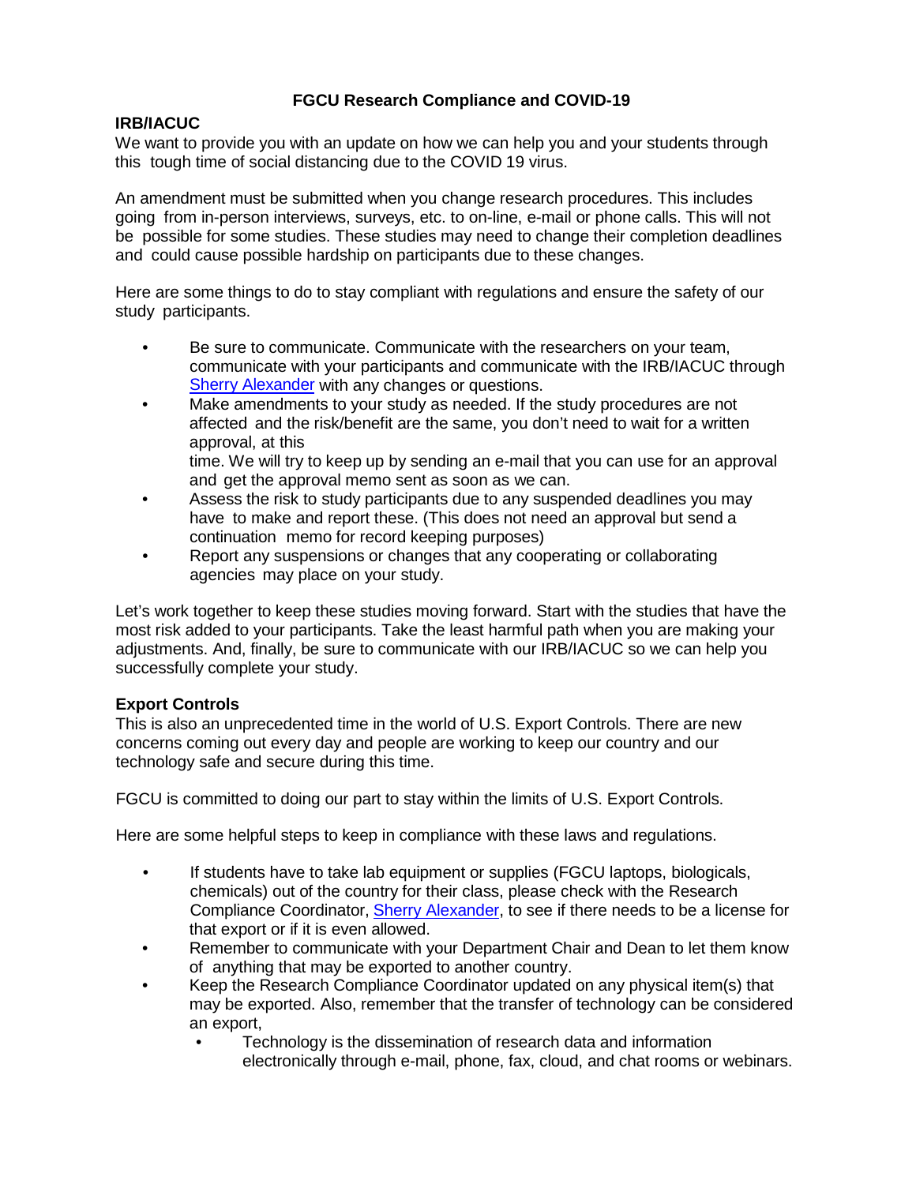# FGCU Research Compliance and COVID-19

## IRB/IACUC

We want to provide you with an update on how we can help you and your students through this tough time of social distancing due to the COVID 19 virus.

An amendment must be submitted when you change research procedures. This includes going from in-person interviews, surveys, etc. to on-line, e-mail or phone calls. This will not be possible for some studies. These studies may need to change their completion deadlines and could cause possible hardship on participants due to these changes.

Here are some things to do to stay compliant with regulations and ensure the safety of our study participants.

- Be sure to communicate. Communicate with the researchers on your team, communicate with your participants and communicate with the IRB/IACUC through Sherry Alexander with any changes or questions.
- Make amendments to your study as needed. If the study procedures are not affected and the risk/benefit are the same, you don't need to wait for a written approval, at this time. We will try to keep up by sending an e-mail that you can use for an approval and get the approval memo sent as soon as we can.
- Assess the risk to study participants due to any suspended deadlines you may have to make and report these. (This does not need an approval but send a continuation memo for record keeping purposes)
- Report any suspensions or changes that any cooperating or collaborating agencies may place on your study.

Let's work together to keep these studies moving forward. Start with the studies that have the most risk added to your participants. Take the least harmful path when you are making your adjustments. And, finally, be sure to communicate with our IRB/IACUC so we can help you successfully complete your study.

## Export Controls

This is also an unprecedented time in the world of U.S. Export Controls. There are new concerns coming out every day and people are working to keep our country and our technology safe and secure during this time.

FGCU is committed to doing our part to stay within the limits of U.S. Export Controls.

Here are some helpful steps to keep in compliance with these laws and regulations.

- If students have to take lab equipment or supplies (FGCU laptops, biologicals, chemicals) out of the country for their class, please check with the Research Compliance Coordinator, Sherry Alexander, to see if there needs to be a license for that export or if it is even allowed.
- Remember to communicate with your Department Chair and Dean to let them know of anything that may be exported to another country.
- Keep the Research Compliance Coordinator updated on any physical item(s) that may be exported. Also, remember that the transfer of technology can be considered an export,
  - Technology is the dissemination of research data and information electronically through e-mail, phone, fax, cloud, and chat rooms or webinars.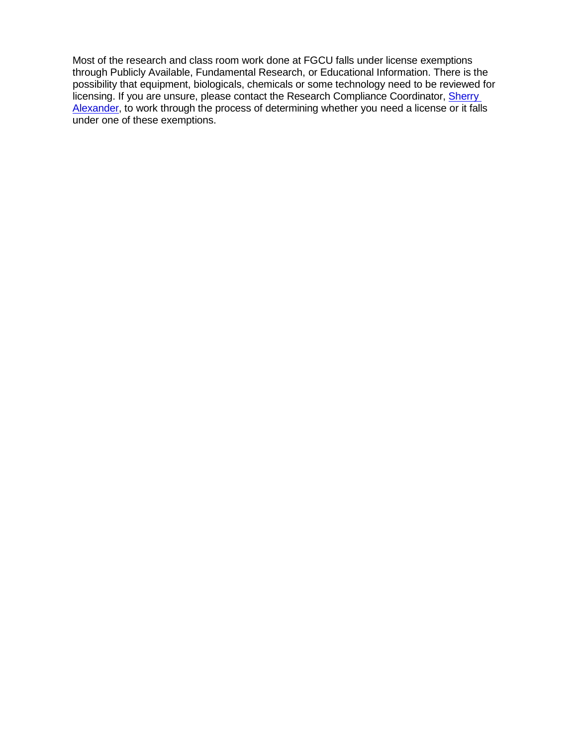Most of the research and class room work done at FGCU falls under license exemptions through Publicly Available, Fundamental Research, or Educational Information. There is the possibility that equipment, biologicals, chemicals or some technology need to be reviewed for licensing. If you are unsure, please contact the Research Compliance Coordinator, Sherry Alexander, to work through the process of determining whether you need a license or it falls under one of these exemptions.